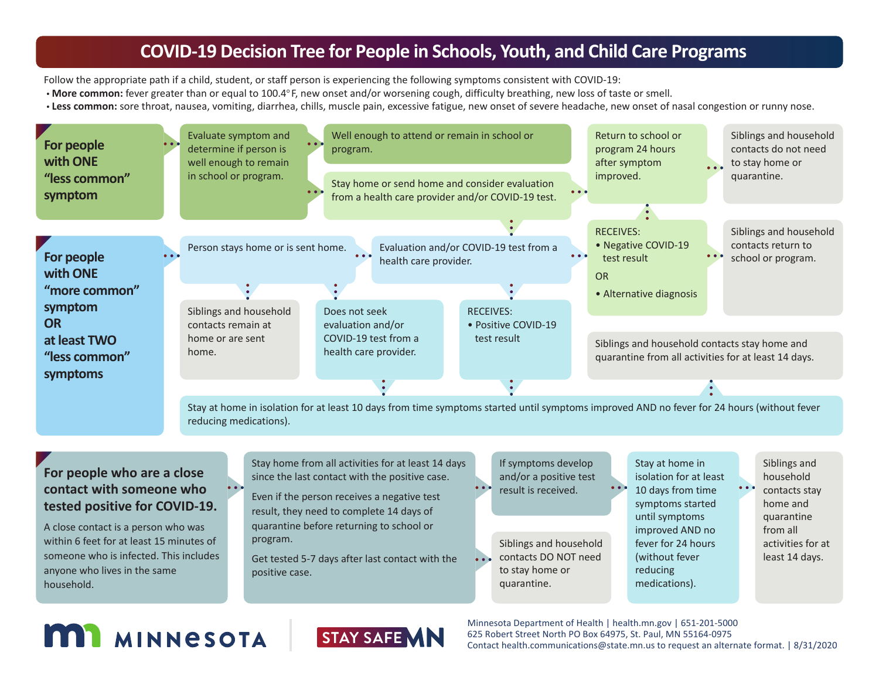# COVID-19 Decision Tree for People in Schools, Youth, and Child Care Programs

Follow the appropriate path if a child, student, or staff person is experiencing the following symptoms consistent with COVID-19:

- **More common:** fever greater than or equal to 100.4°F, new onset and/or worsening cough, difficulty breathing, new loss of taste or smell.
- **Less common:** sore throat, nausea, vomiting, diarrhea, chills, muscle pain, excessive fatigue, new onset of severe headache, new onset of nasal congestion or runny nose.

## For people with ONE "less common" symptom

- Evaluate symptom and determine if person is well enough to remain in school or program.
  - Well enough to attend or remain in school or program.
  - Stay home or send home and consider evaluation from a health care provider and/or COVID-19 test.
    - Return to school or program 24 hours after symptom improved.
      - Siblings and household contacts do not need to stay home or quarantine.
    - Evaluation and/or COVID-19 test from a health care provider.

## For people with ONE "more common" symptom OR at least TWO "less common" symptoms

- Person stays home or is sent home.
  - Siblings and household contacts remain at home or are sent home.
  - Does not seek evaluation and/or COVID-19 test from a health care provider.
    - Stay at home in isolation for at least 10 days from time symptoms started until symptoms improved AND no fever for 24 hours (without fever reducing medications).
  - Evaluation and/or COVID-19 test from a health care provider.
    - RECEIVES:
      - Negative COVID-19 test result
      
      OR
      - Alternative diagnosis
      
      → Return to school or program 24 hours after symptom improved.
      
      → Siblings and household contacts return to school or program.
    - RECEIVES:
      - Positive COVID-19 test result
      
      → Stay at home in isolation for at least 10 days from time symptoms started until symptoms improved AND no fever for 24 hours (without fever reducing medications).
      
      → Siblings and household contacts stay home and quarantine from all activities for at least 14 days.

## For people who are a close contact with someone who tested positive for COVID-19.

A close contact is a person who was within 6 feet for at least 15 minutes of someone who is infected. This includes anyone who lives in the same household.

- Stay home from all activities for at least 14 days since the last contact with the positive case.

  Even if the person receives a negative test result, they need to complete 14 days of quarantine before returning to school or program.

  Get tested 5-7 days after last contact with the positive case.
  - If symptoms develop and/or a positive test result is received.
    - Stay at home in isolation for at least 10 days from time symptoms started until symptoms improved AND no fever for 24 hours (without fever reducing medications).
      - Siblings and household contacts stay home and quarantine from all activities for at least 14 days.
  - Siblings and household contacts DO NOT need to stay home or quarantine.

MINNESOTA | STAY SAFE MN

Minnesota Department of Health | health.mn.gov | 651-201-5000
625 Robert Street North PO Box 64975, St. Paul, MN 55164-0975
Contact health.communications@state.mn.us to request an alternate format. | 8/31/2020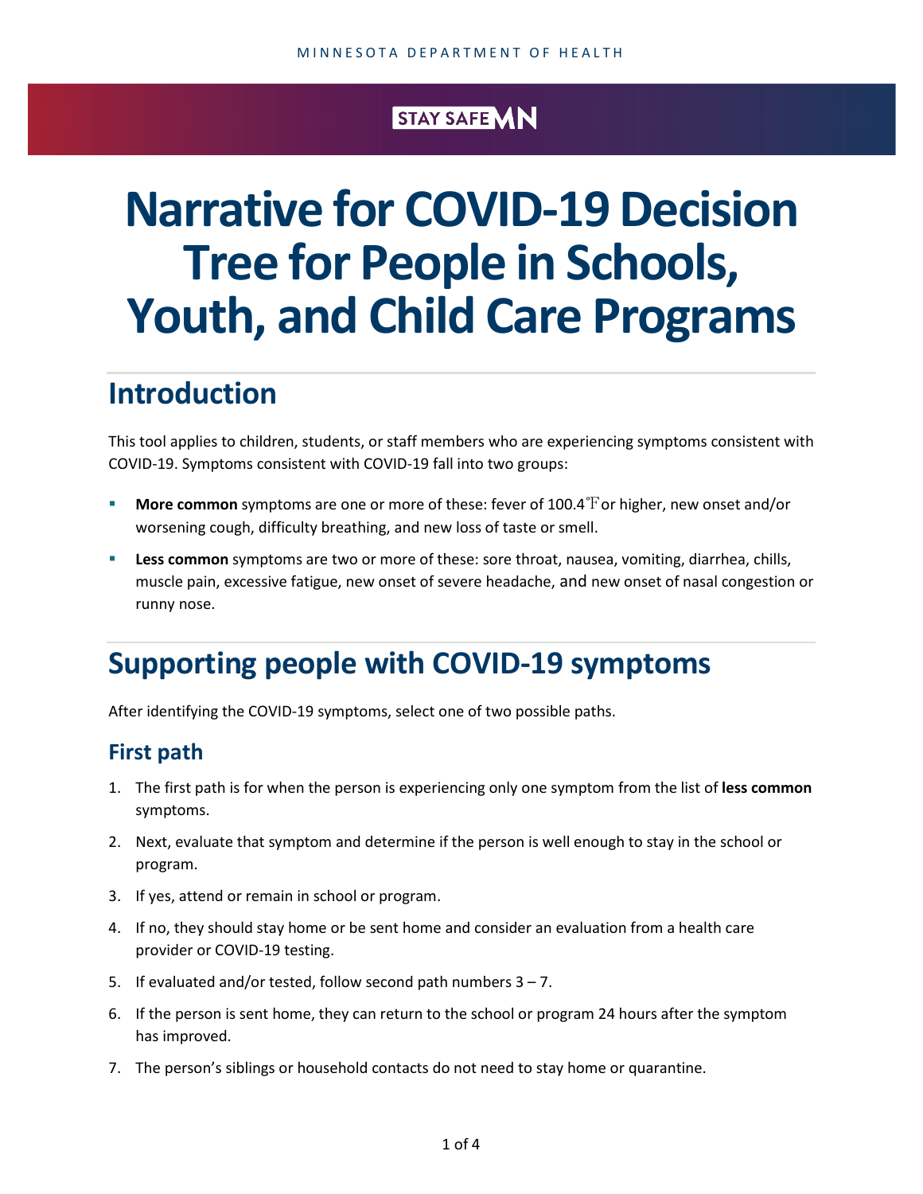# Narrative for COVID-19 Decision Tree for People in Schools, Youth, and Child Care Programs

## Introduction

This tool applies to children, students, or staff members who are experiencing symptoms consistent with COVID-19. Symptoms consistent with COVID-19 fall into two groups:

- **More common** symptoms are one or more of these: fever of 100.4℉ or higher, new onset and/or worsening cough, difficulty breathing, and new loss of taste or smell.
- **Less common** symptoms are two or more of these: sore throat, nausea, vomiting, diarrhea, chills, muscle pain, excessive fatigue, new onset of severe headache, and new onset of nasal congestion or runny nose.

## Supporting people with COVID-19 symptoms

After identifying the COVID-19 symptoms, select one of two possible paths.

### First path

1. The first path is for when the person is experiencing only one symptom from the list of **less common** symptoms.
2. Next, evaluate that symptom and determine if the person is well enough to stay in the school or program.
3. If yes, attend or remain in school or program.
4. If no, they should stay home or be sent home and consider an evaluation from a health care provider or COVID-19 testing.
5. If evaluated and/or tested, follow second path numbers 3 – 7.
6. If the person is sent home, they can return to the school or program 24 hours after the symptom has improved.
7. The person's siblings or household contacts do not need to stay home or quarantine.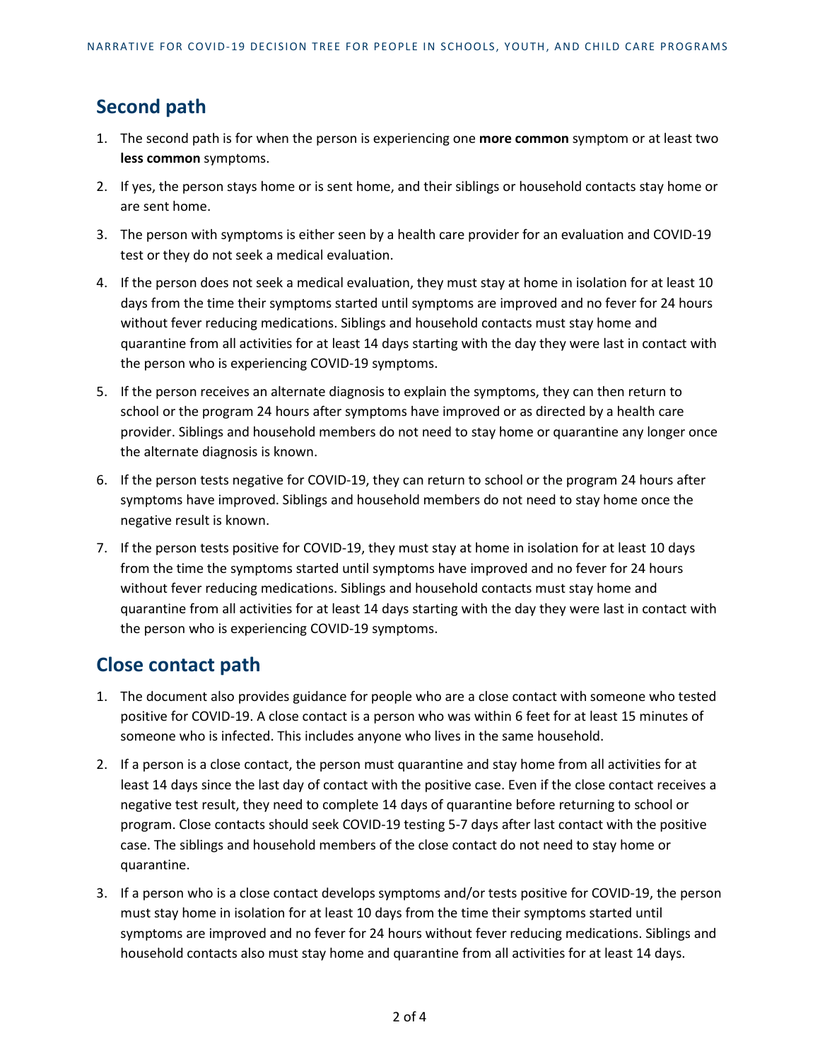## Second path

1. The second path is for when the person is experiencing one **more common** symptom or at least two **less common** symptoms.
2. If yes, the person stays home or is sent home, and their siblings or household contacts stay home or are sent home.
3. The person with symptoms is either seen by a health care provider for an evaluation and COVID-19 test or they do not seek a medical evaluation.
4. If the person does not seek a medical evaluation, they must stay at home in isolation for at least 10 days from the time their symptoms started until symptoms are improved and no fever for 24 hours without fever reducing medications. Siblings and household contacts must stay home and quarantine from all activities for at least 14 days starting with the day they were last in contact with the person who is experiencing COVID-19 symptoms.
5. If the person receives an alternate diagnosis to explain the symptoms, they can then return to school or the program 24 hours after symptoms have improved or as directed by a health care provider. Siblings and household members do not need to stay home or quarantine any longer once the alternate diagnosis is known.
6. If the person tests negative for COVID-19, they can return to school or the program 24 hours after symptoms have improved. Siblings and household members do not need to stay home once the negative result is known.
7. If the person tests positive for COVID-19, they must stay at home in isolation for at least 10 days from the time the symptoms started until symptoms have improved and no fever for 24 hours without fever reducing medications. Siblings and household contacts must stay home and quarantine from all activities for at least 14 days starting with the day they were last in contact with the person who is experiencing COVID-19 symptoms.

## Close contact path

1. The document also provides guidance for people who are a close contact with someone who tested positive for COVID-19. A close contact is a person who was within 6 feet for at least 15 minutes of someone who is infected. This includes anyone who lives in the same household.
2. If a person is a close contact, the person must quarantine and stay home from all activities for at least 14 days since the last day of contact with the positive case. Even if the close contact receives a negative test result, they need to complete 14 days of quarantine before returning to school or program. Close contacts should seek COVID-19 testing 5-7 days after last contact with the positive case. The siblings and household members of the close contact do not need to stay home or quarantine.
3. If a person who is a close contact develops symptoms and/or tests positive for COVID-19, the person must stay home in isolation for at least 10 days from the time their symptoms started until symptoms are improved and no fever for 24 hours without fever reducing medications. Siblings and household contacts also must stay home and quarantine from all activities for at least 14 days.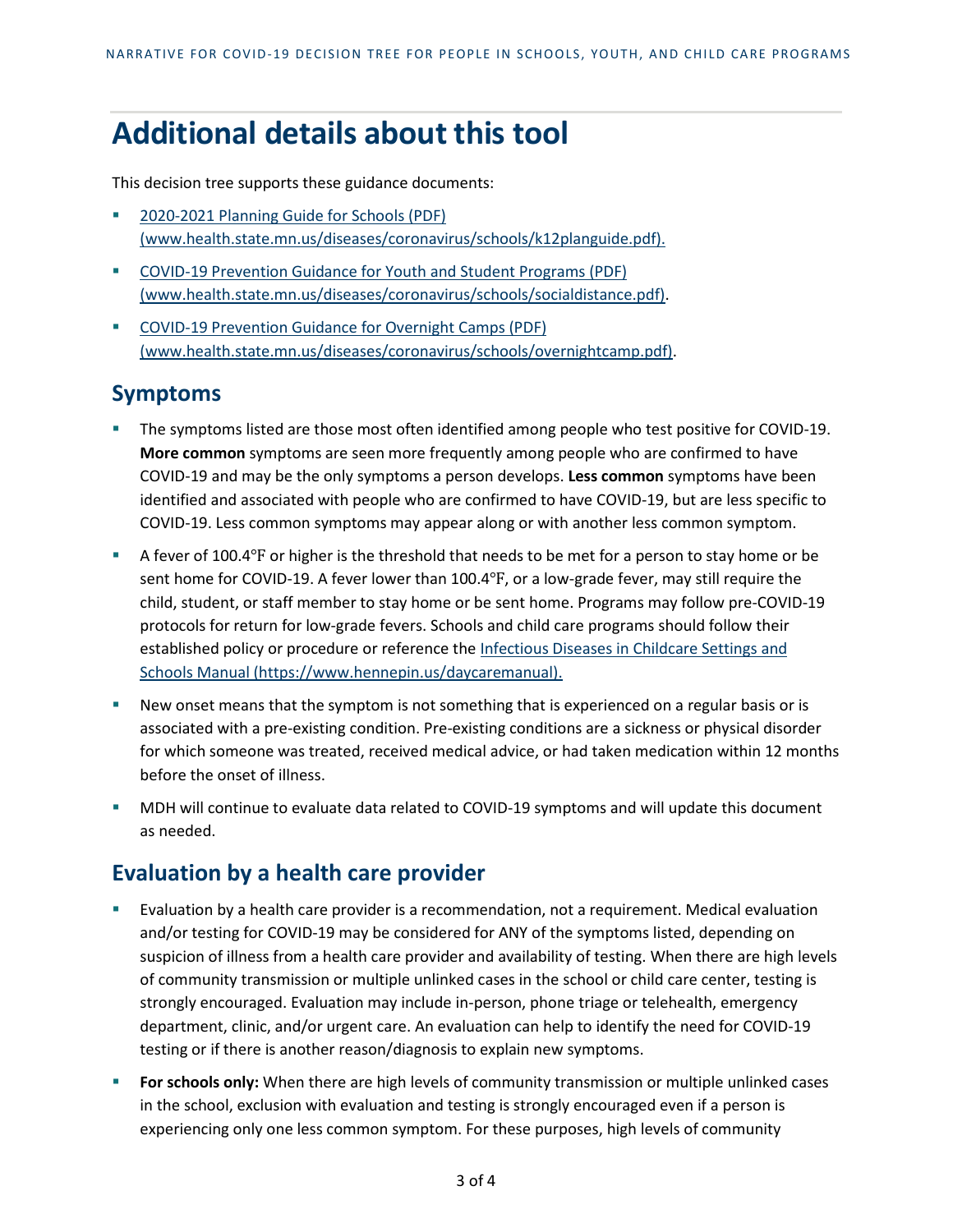# Additional details about this tool

This decision tree supports these guidance documents:

- [2020-2021 Planning Guide for Schools (PDF) (www.health.state.mn.us/diseases/coronavirus/schools/k12planguide.pdf).](www.health.state.mn.us/diseases/coronavirus/schools/k12planguide.pdf)
- [COVID-19 Prevention Guidance for Youth and Student Programs (PDF) (www.health.state.mn.us/diseases/coronavirus/schools/socialdistance.pdf)](www.health.state.mn.us/diseases/coronavirus/schools/socialdistance.pdf).
- [COVID-19 Prevention Guidance for Overnight Camps (PDF) (www.health.state.mn.us/diseases/coronavirus/schools/overnightcamp.pdf)](www.health.state.mn.us/diseases/coronavirus/schools/overnightcamp.pdf).

## Symptoms

- The symptoms listed are those most often identified among people who test positive for COVID-19. **More common** symptoms are seen more frequently among people who are confirmed to have COVID-19 and may be the only symptoms a person develops. **Less common** symptoms have been identified and associated with people who are confirmed to have COVID-19, but are less specific to COVID-19. Less common symptoms may appear along or with another less common symptom.
- A fever of 100.4℉ or higher is the threshold that needs to be met for a person to stay home or be sent home for COVID-19. A fever lower than 100.4℉, or a low-grade fever, may still require the child, student, or staff member to stay home or be sent home. Programs may follow pre-COVID-19 protocols for return for low-grade fevers. Schools and child care programs should follow their established policy or procedure or reference the [Infectious Diseases in Childcare Settings and Schools Manual (https://www.hennepin.us/daycaremanual).](https://www.hennepin.us/daycaremanual)
- New onset means that the symptom is not something that is experienced on a regular basis or is associated with a pre-existing condition. Pre-existing conditions are a sickness or physical disorder for which someone was treated, received medical advice, or had taken medication within 12 months before the onset of illness.
- MDH will continue to evaluate data related to COVID-19 symptoms and will update this document as needed.

## Evaluation by a health care provider

- Evaluation by a health care provider is a recommendation, not a requirement. Medical evaluation and/or testing for COVID-19 may be considered for ANY of the symptoms listed, depending on suspicion of illness from a health care provider and availability of testing. When there are high levels of community transmission or multiple unlinked cases in the school or child care center, testing is strongly encouraged. Evaluation may include in-person, phone triage or telehealth, emergency department, clinic, and/or urgent care. An evaluation can help to identify the need for COVID-19 testing or if there is another reason/diagnosis to explain new symptoms.
- **For schools only:** When there are high levels of community transmission or multiple unlinked cases in the school, exclusion with evaluation and testing is strongly encouraged even if a person is experiencing only one less common symptom. For these purposes, high levels of community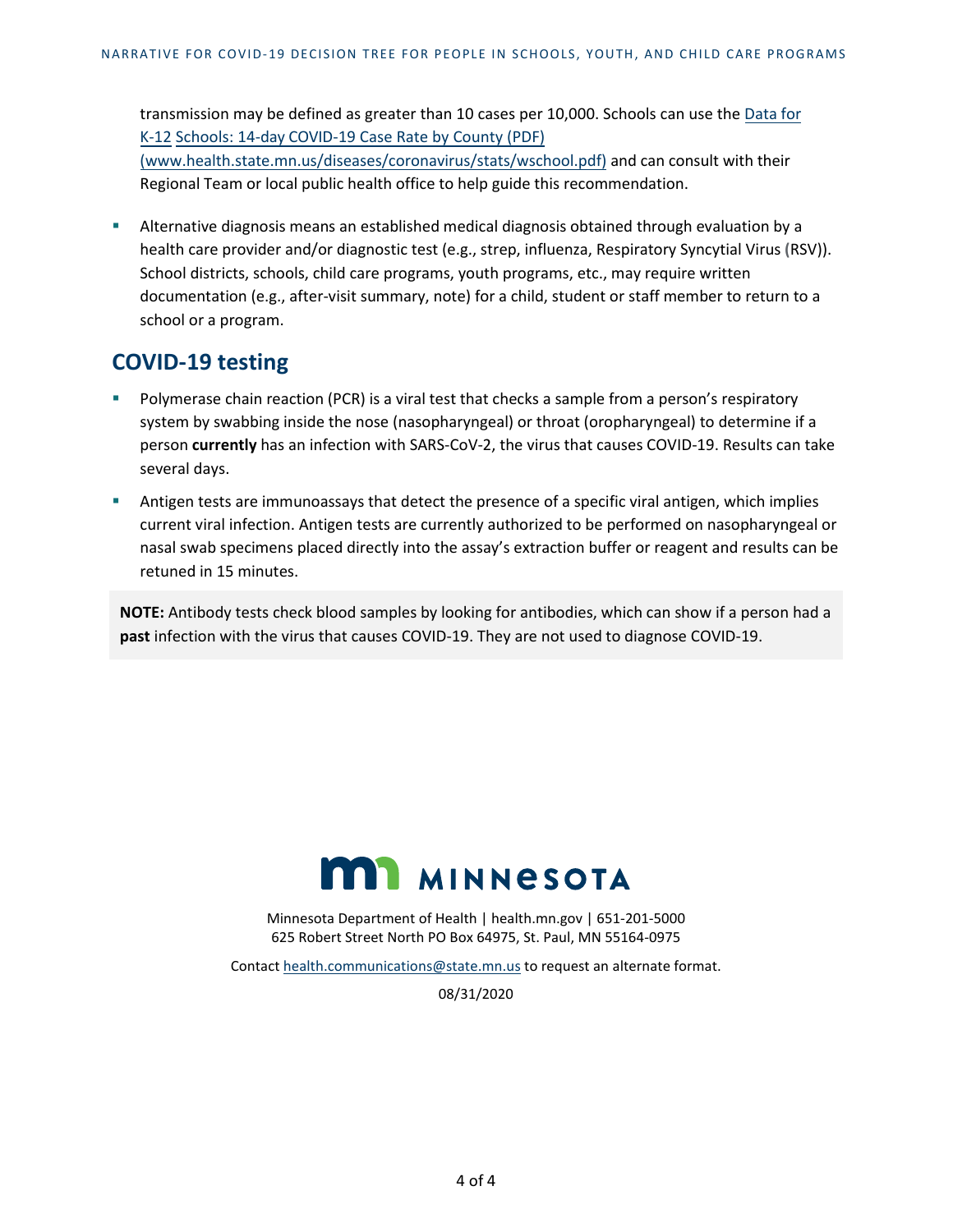transmission may be defined as greater than 10 cases per 10,000. Schools can use the [Data for K-12 Schools: 14-day COVID-19 Case Rate by County (PDF) (www.health.state.mn.us/diseases/coronavirus/stats/wschool.pdf)](www.health.state.mn.us/diseases/coronavirus/stats/wschool.pdf) and can consult with their Regional Team or local public health office to help guide this recommendation.

- Alternative diagnosis means an established medical diagnosis obtained through evaluation by a health care provider and/or diagnostic test (e.g., strep, influenza, Respiratory Syncytial Virus (RSV)). School districts, schools, child care programs, youth programs, etc., may require written documentation (e.g., after-visit summary, note) for a child, student or staff member to return to a school or a program.

## COVID-19 testing

- Polymerase chain reaction (PCR) is a viral test that checks a sample from a person's respiratory system by swabbing inside the nose (nasopharyngeal) or throat (oropharyngeal) to determine if a person **currently** has an infection with SARS-CoV-2, the virus that causes COVID-19. Results can take several days.
- Antigen tests are immunoassays that detect the presence of a specific viral antigen, which implies current viral infection. Antigen tests are currently authorized to be performed on nasopharyngeal or nasal swab specimens placed directly into the assay's extraction buffer or reagent and results can be retuned in 15 minutes.

**NOTE:** Antibody tests check blood samples by looking for antibodies, which can show if a person had a **past** infection with the virus that causes COVID-19. They are not used to diagnose COVID-19.

MINNESOTA

Minnesota Department of Health | health.mn.gov | 651-201-5000
625 Robert Street North PO Box 64975, St. Paul, MN 55164-0975

Contact [health.communications@state.mn.us](mailto:health.communications@state.mn.us) to request an alternate format.

08/31/2020